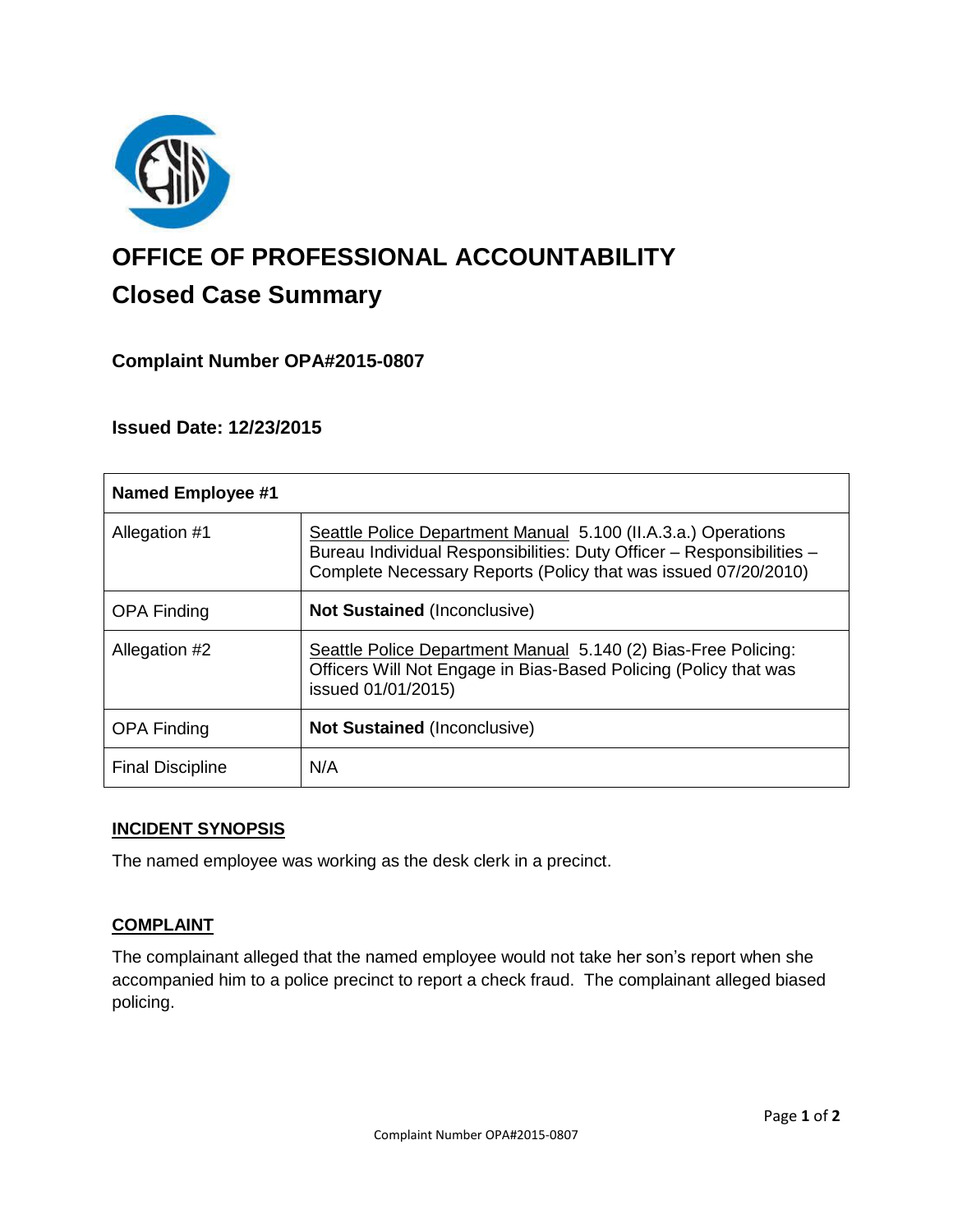# OFFICE OF PROFESSIONAL ACCOUNTABILITY

## Closed Case Summary

### Complaint Number OPA#2015-0807

### Issued Date: 12/23/2015

| **Named Employee #1** | |
|---|---|
| Allegation #1 | Seattle Police Department Manual 5.100 (II.A.3.a.) Operations Bureau Individual Responsibilities: Duty Officer – Responsibilities – Complete Necessary Reports (Policy that was issued 07/20/2010) |
| OPA Finding | **Not Sustained** (Inconclusive) |
| Allegation #2 | Seattle Police Department Manual 5.140 (2) Bias-Free Policing: Officers Will Not Engage in Bias-Based Policing (Policy that was issued 01/01/2015) |
| OPA Finding | **Not Sustained** (Inconclusive) |
| Final Discipline | N/A |

**INCIDENT SYNOPSIS**

The named employee was working as the desk clerk in a precinct.

**COMPLAINT**

The complainant alleged that the named employee would not take her son's report when she accompanied him to a police precinct to report a check fraud. The complainant alleged biased policing.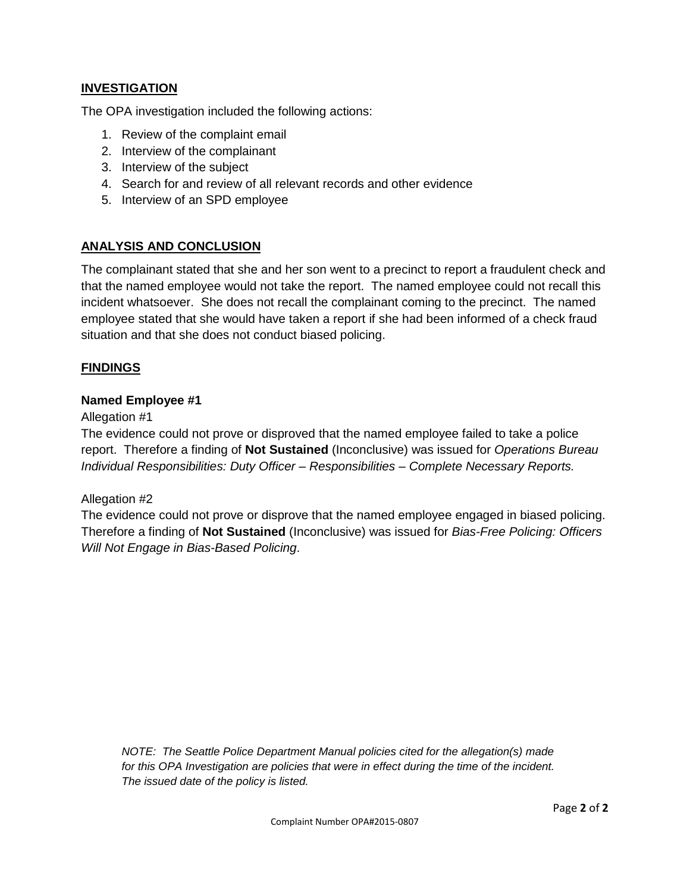## INVESTIGATION

The OPA investigation included the following actions:

1. Review of the complaint email
2. Interview of the complainant
3. Interview of the subject
4. Search for and review of all relevant records and other evidence
5. Interview of an SPD employee

## ANALYSIS AND CONCLUSION

The complainant stated that she and her son went to a precinct to report a fraudulent check and that the named employee would not take the report. The named employee could not recall this incident whatsoever. She does not recall the complainant coming to the precinct. The named employee stated that she would have taken a report if she had been informed of a check fraud situation and that she does not conduct biased policing.

## FINDINGS

### Named Employee #1

Allegation #1

The evidence could not prove or disproved that the named employee failed to take a police report. Therefore a finding of **Not Sustained** (Inconclusive) was issued for *Operations Bureau Individual Responsibilities: Duty Officer – Responsibilities – Complete Necessary Reports.*

Allegation #2

The evidence could not prove or disprove that the named employee engaged in biased policing. Therefore a finding of **Not Sustained** (Inconclusive) was issued for *Bias-Free Policing: Officers Will Not Engage in Bias-Based Policing*.

*NOTE: The Seattle Police Department Manual policies cited for the allegation(s) made for this OPA Investigation are policies that were in effect during the time of the incident. The issued date of the policy is listed.*

Complaint Number OPA#2015-0807